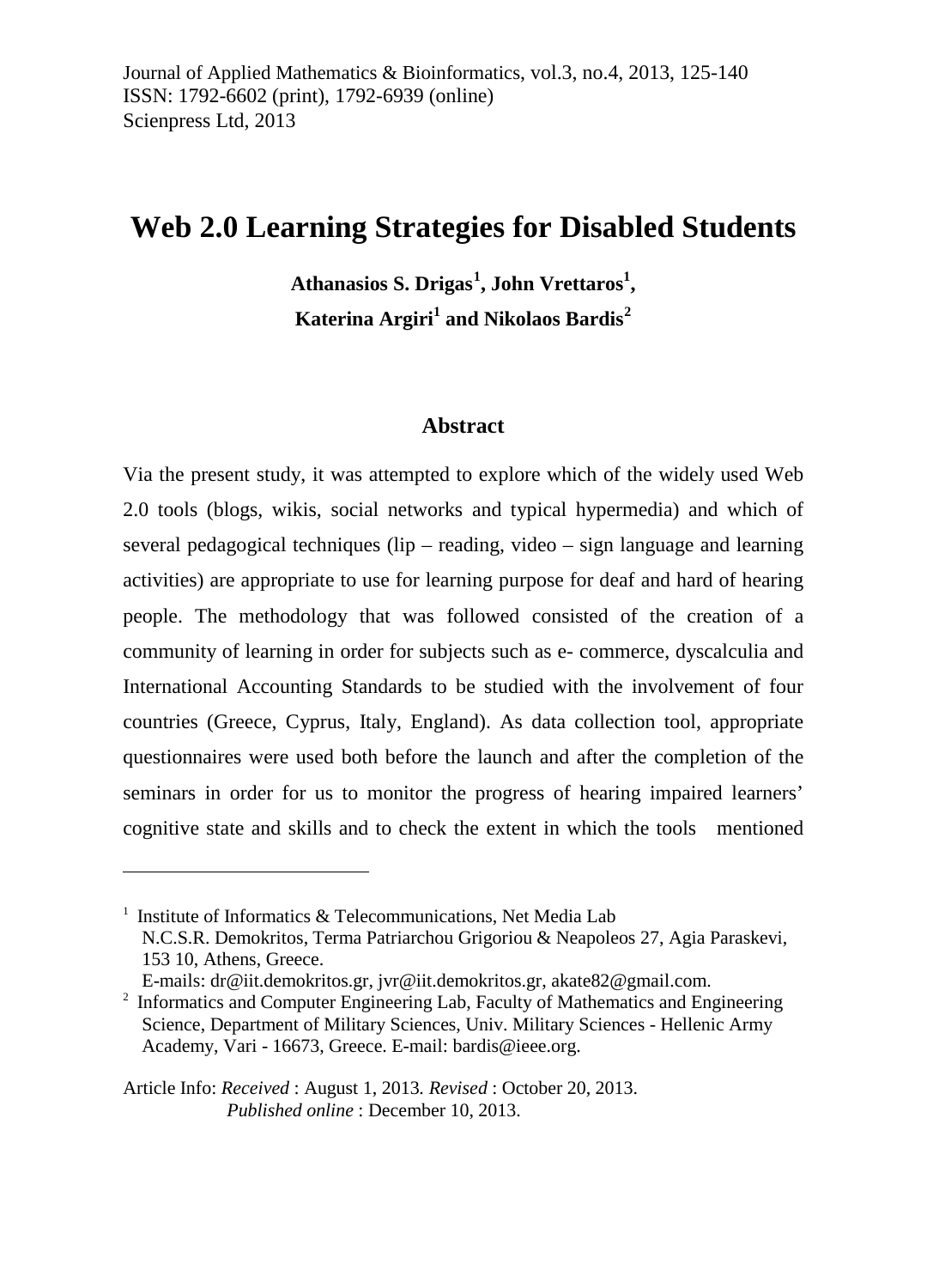# Web 2.0 Learning Strategies for Disabled Students

**Athanasios S. Drigas[1], John Vrettaros[1], Katerina Argiri[1] and Nikolaos Bardis[2]**

## Abstract

Via the present study, it was attempted to explore which of the widely used Web 2.0 tools (blogs, wikis, social networks and typical hypermedia) and which of several pedagogical techniques (lip – reading, video – sign language and learning activities) are appropriate to use for learning purpose for deaf and hard of hearing people. The methodology that was followed consisted of the creation of a community of learning in order for subjects such as e- commerce, dyscalculia and International Accounting Standards to be studied with the involvement of four countries (Greece, Cyprus, Italy, England). As data collection tool, appropriate questionnaires were used both before the launch and after the completion of the seminars in order for us to monitor the progress of hearing impaired learners' cognitive state and skills and to check the extent in which the tools mentioned

---

[1] Institute of Informatics & Telecommunications, Net Media Lab N.C.S.R. Demokritos, Terma Patriarchou Grigoriou & Neapoleos 27, Agia Paraskevi, 153 10, Athens, Greece.
E-mails: dr@iit.demokritos.gr, jvr@iit.demokritos.gr, akate82@gmail.com.

[2] Informatics and Computer Engineering Lab, Faculty of Mathematics and Engineering Science, Department of Military Sciences, Univ. Military Sciences - Hellenic Army Academy, Vari - 16673, Greece. E-mail: bardis@ieee.org.

Article Info: *Received* : August 1, 2013. *Revised* : October 20, 2013.
*Published online* : December 10, 2013.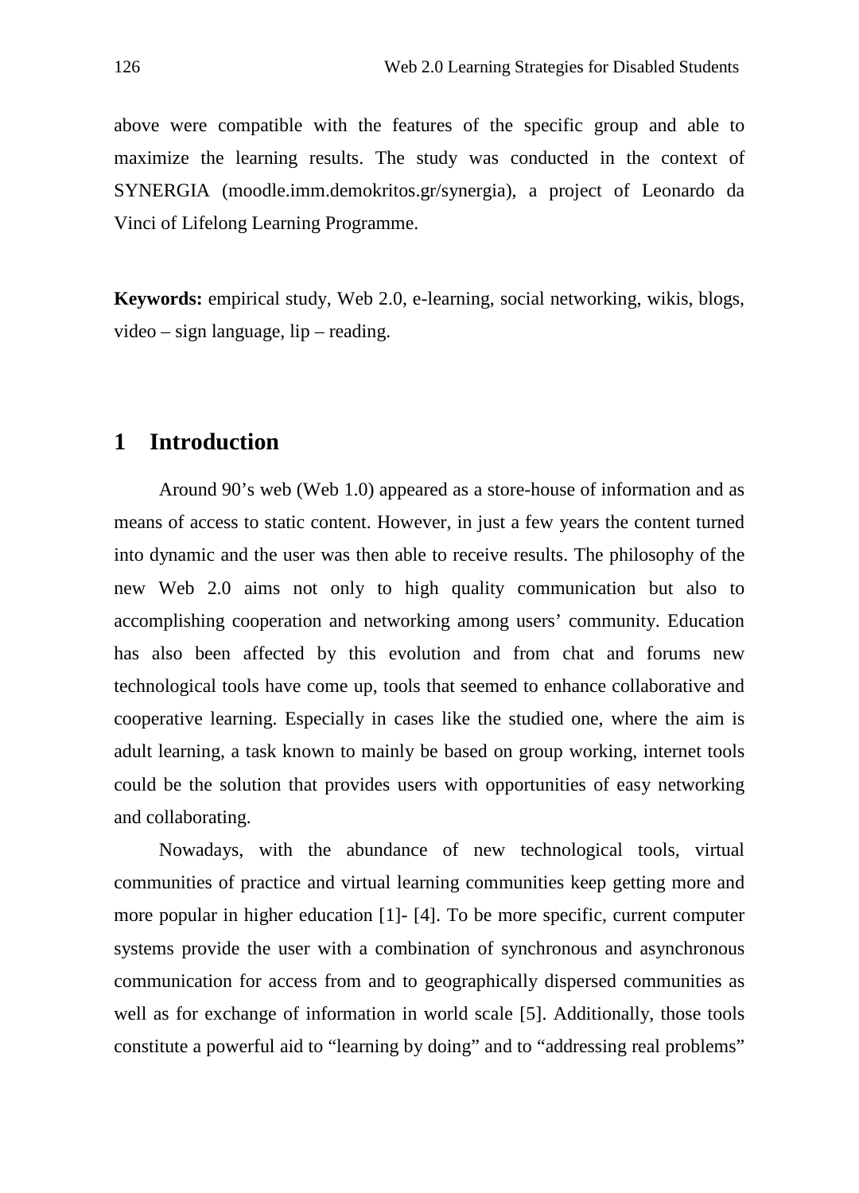above were compatible with the features of the specific group and able to maximize the learning results. The study was conducted in the context of SYNERGIA (moodle.imm.demokritos.gr/synergia), a project of Leonardo da Vinci of Lifelong Learning Programme.

**Keywords:** empirical study, Web 2.0, e-learning, social networking, wikis, blogs, video – sign language, lip – reading.

## 1 Introduction

Around 90's web (Web 1.0) appeared as a store-house of information and as means of access to static content. However, in just a few years the content turned into dynamic and the user was then able to receive results. The philosophy of the new Web 2.0 aims not only to high quality communication but also to accomplishing cooperation and networking among users' community. Education has also been affected by this evolution and from chat and forums new technological tools have come up, tools that seemed to enhance collaborative and cooperative learning. Especially in cases like the studied one, where the aim is adult learning, a task known to mainly be based on group working, internet tools could be the solution that provides users with opportunities of easy networking and collaborating.

Nowadays, with the abundance of new technological tools, virtual communities of practice and virtual learning communities keep getting more and more popular in higher education [1]- [4]. To be more specific, current computer systems provide the user with a combination of synchronous and asynchronous communication for access from and to geographically dispersed communities as well as for exchange of information in world scale [5]. Additionally, those tools constitute a powerful aid to "learning by doing" and to "addressing real problems"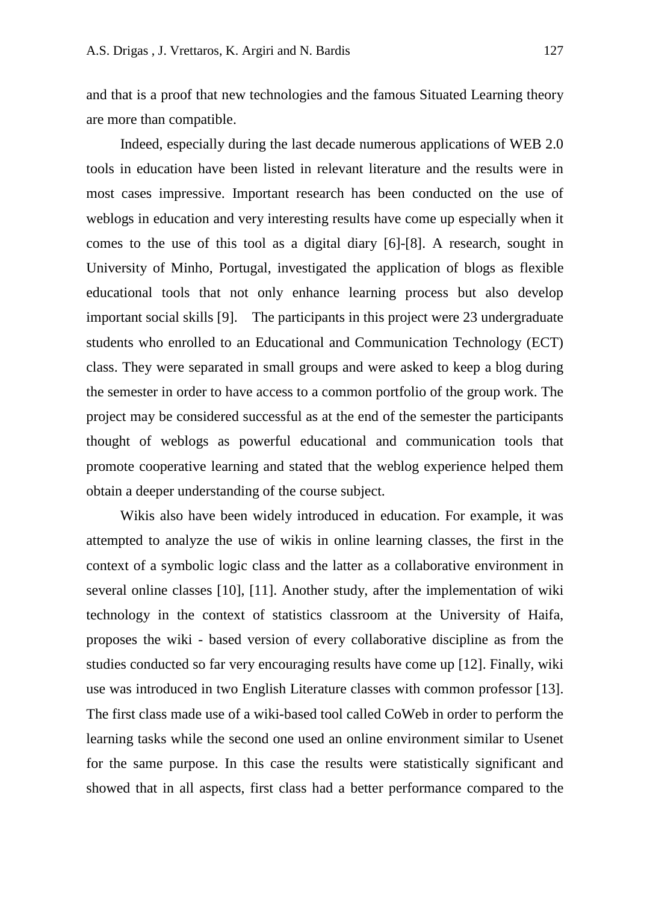and that is a proof that new technologies and the famous Situated Learning theory are more than compatible.

Indeed, especially during the last decade numerous applications of WEB 2.0 tools in education have been listed in relevant literature and the results were in most cases impressive. Important research has been conducted on the use of weblogs in education and very interesting results have come up especially when it comes to the use of this tool as a digital diary [6]-[8]. A research, sought in University of Minho, Portugal, investigated the application of blogs as flexible educational tools that not only enhance learning process but also develop important social skills [9]. The participants in this project were 23 undergraduate students who enrolled to an Educational and Communication Technology (ECT) class. They were separated in small groups and were asked to keep a blog during the semester in order to have access to a common portfolio of the group work. The project may be considered successful as at the end of the semester the participants thought of weblogs as powerful educational and communication tools that promote cooperative learning and stated that the weblog experience helped them obtain a deeper understanding of the course subject.

Wikis also have been widely introduced in education. For example, it was attempted to analyze the use of wikis in online learning classes, the first in the context of a symbolic logic class and the latter as a collaborative environment in several online classes [10], [11]. Another study, after the implementation of wiki technology in the context of statistics classroom at the University of Haifa, proposes the wiki - based version of every collaborative discipline as from the studies conducted so far very encouraging results have come up [12]. Finally, wiki use was introduced in two English Literature classes with common professor [13]. The first class made use of a wiki-based tool called CoWeb in order to perform the learning tasks while the second one used an online environment similar to Usenet for the same purpose. In this case the results were statistically significant and showed that in all aspects, first class had a better performance compared to the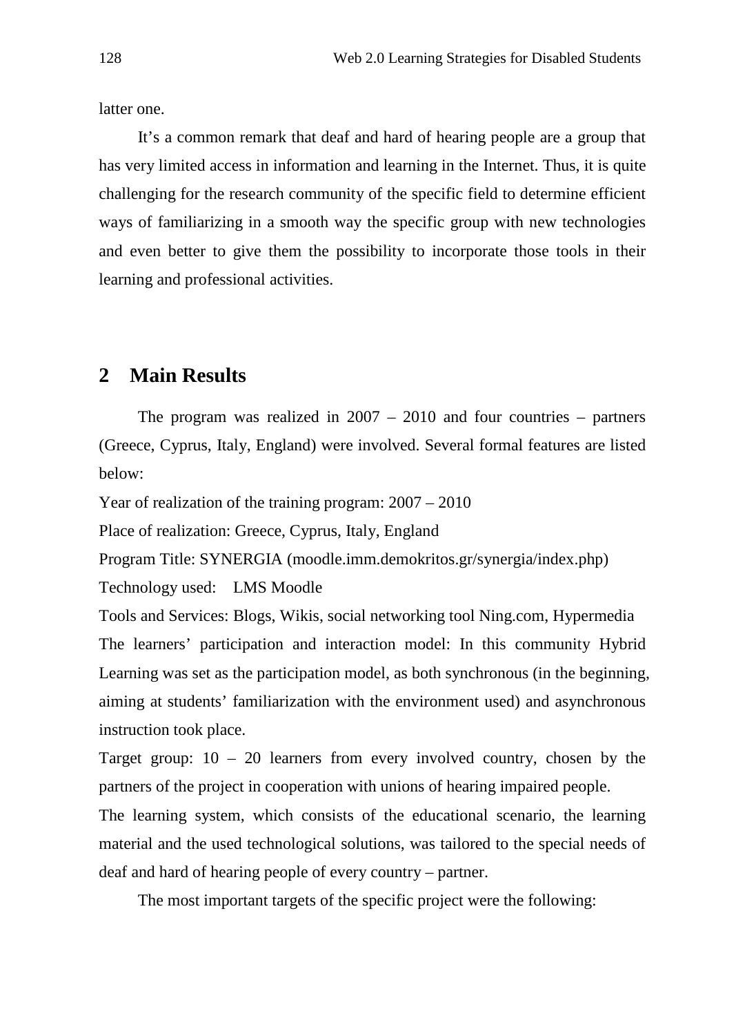latter one.

It’s a common remark that deaf and hard of hearing people are a group that has very limited access in information and learning in the Internet. Thus, it is quite challenging for the research community of the specific field to determine efficient ways of familiarizing in a smooth way the specific group with new technologies and even better to give them the possibility to incorporate those tools in their learning and professional activities.

## 2 Main Results

The program was realized in 2007 – 2010 and four countries – partners (Greece, Cyprus, Italy, England) were involved. Several formal features are listed below:

Year of realization of the training program: 2007 – 2010

Place of realization: Greece, Cyprus, Italy, England

Program Title: SYNERGIA (moodle.imm.demokritos.gr/synergia/index.php)

Technology used: LMS Moodle

Tools and Services: Blogs, Wikis, social networking tool Ning.com, Hypermedia

The learners’ participation and interaction model: In this community Hybrid Learning was set as the participation model, as both synchronous (in the beginning, aiming at students’ familiarization with the environment used) and asynchronous instruction took place.

Target group: 10 – 20 learners from every involved country, chosen by the partners of the project in cooperation with unions of hearing impaired people.

The learning system, which consists of the educational scenario, the learning material and the used technological solutions, was tailored to the special needs of deaf and hard of hearing people of every country – partner.

The most important targets of the specific project were the following: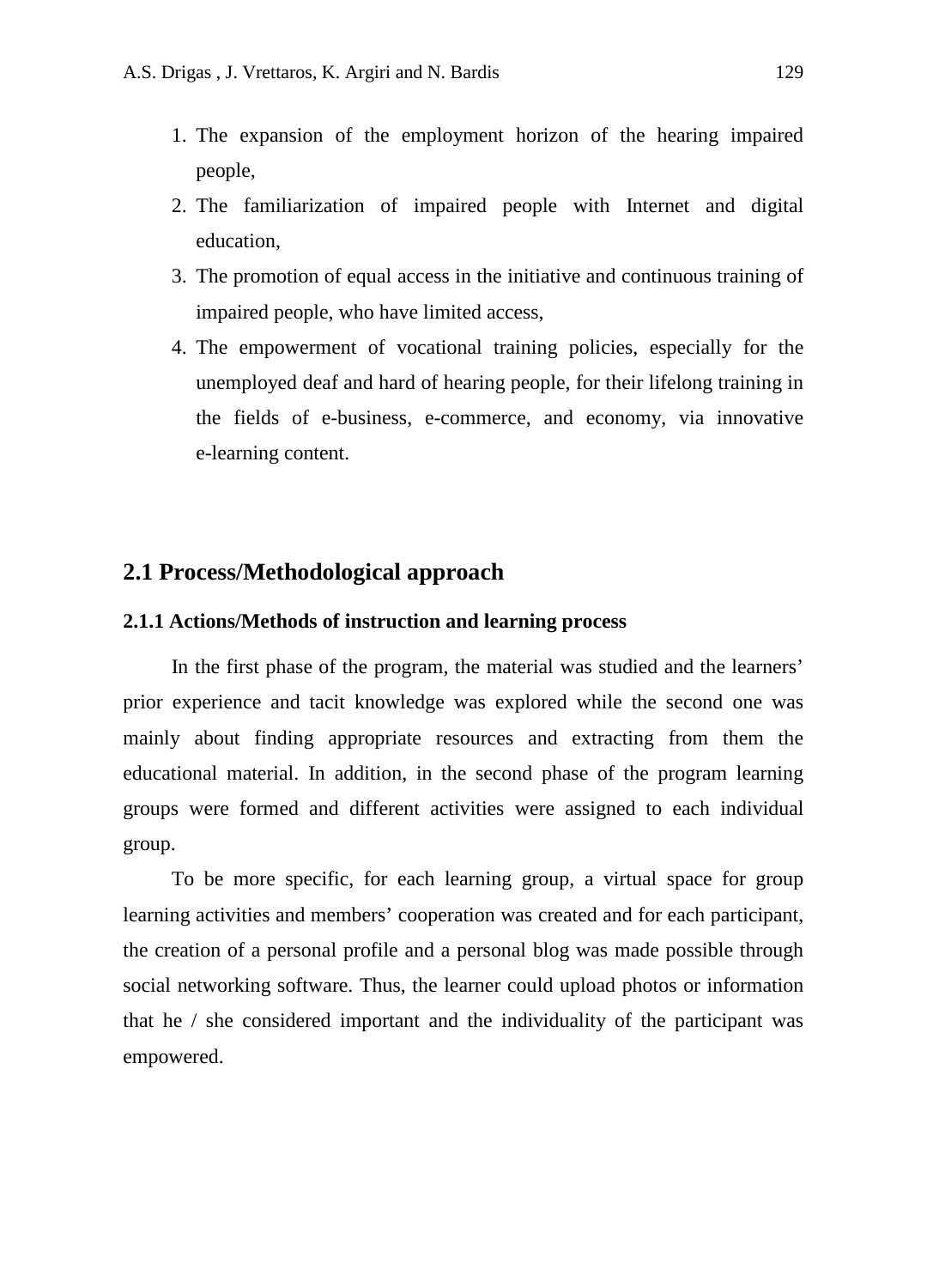1. The expansion of the employment horizon of the hearing impaired people,
2. The familiarization of impaired people with Internet and digital education,
3. The promotion of equal access in the initiative and continuous training of impaired people, who have limited access,
4. The empowerment of vocational training policies, especially for the unemployed deaf and hard of hearing people, for their lifelong training in the fields of e-business, e-commerce, and economy, via innovative e-learning content.

## 2.1 Process/Methodological approach

### 2.1.1 Actions/Methods of instruction and learning process

In the first phase of the program, the material was studied and the learners' prior experience and tacit knowledge was explored while the second one was mainly about finding appropriate resources and extracting from them the educational material. In addition, in the second phase of the program learning groups were formed and different activities were assigned to each individual group.

To be more specific, for each learning group, a virtual space for group learning activities and members' cooperation was created and for each participant, the creation of a personal profile and a personal blog was made possible through social networking software. Thus, the learner could upload photos or information that he / she considered important and the individuality of the participant was empowered.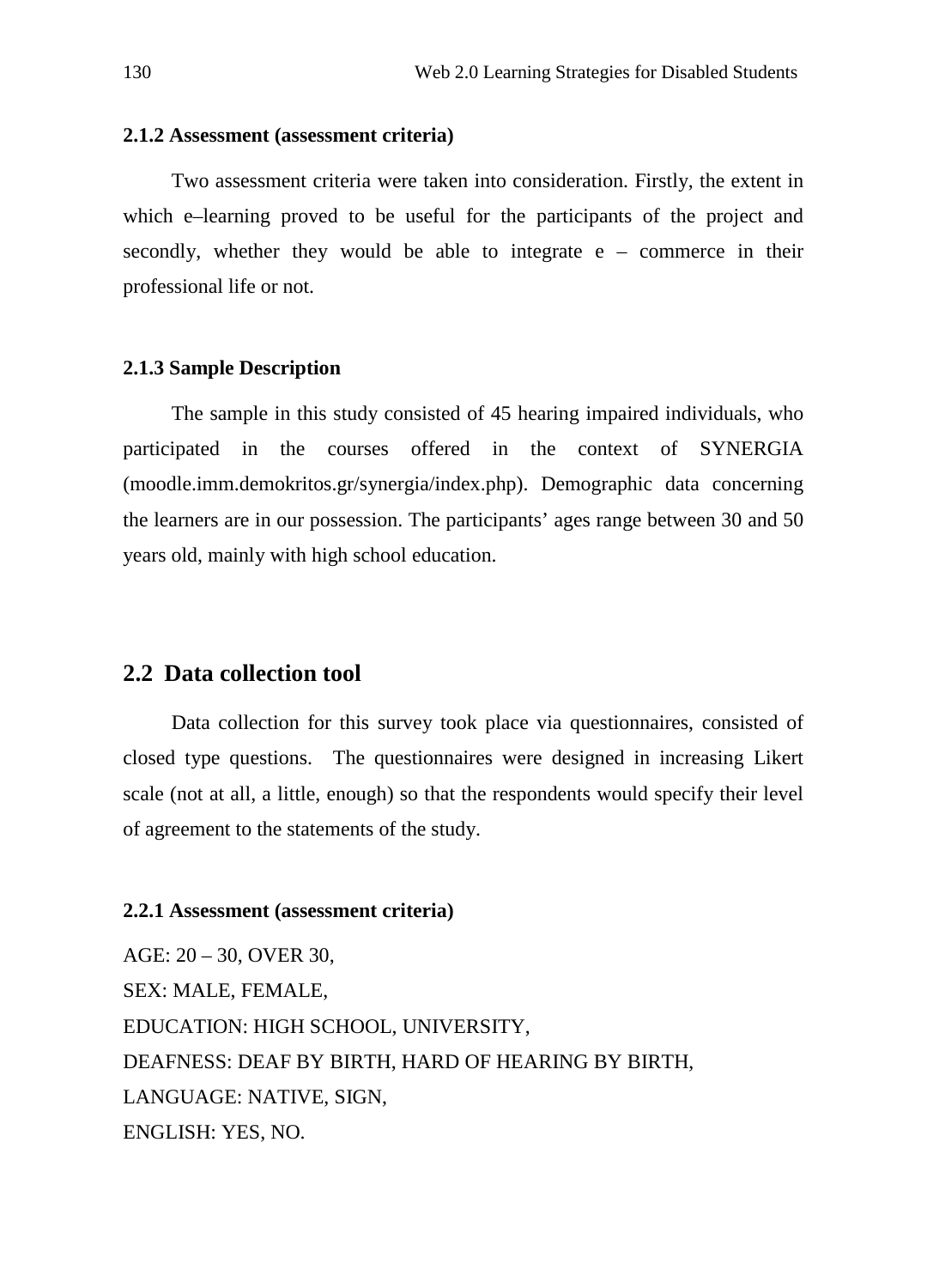### 2.1.2 Assessment (assessment criteria)

Two assessment criteria were taken into consideration. Firstly, the extent in which e–learning proved to be useful for the participants of the project and secondly, whether they would be able to integrate e – commerce in their professional life or not.

### 2.1.3 Sample Description

The sample in this study consisted of 45 hearing impaired individuals, who participated in the courses offered in the context of SYNERGIA (moodle.imm.demokritos.gr/synergia/index.php). Demographic data concerning the learners are in our possession. The participants' ages range between 30 and 50 years old, mainly with high school education.

## 2.2 Data collection tool

Data collection for this survey took place via questionnaires, consisted of closed type questions. The questionnaires were designed in increasing Likert scale (not at all, a little, enough) so that the respondents would specify their level of agreement to the statements of the study.

### 2.2.1 Assessment (assessment criteria)

AGE: 20 – 30, OVER 30,  
SEX: MALE, FEMALE,  
EDUCATION: HIGH SCHOOL, UNIVERSITY,  
DEAFNESS: DEAF BY BIRTH, HARD OF HEARING BY BIRTH,  
LANGUAGE: NATIVE, SIGN,  
ENGLISH: YES, NO.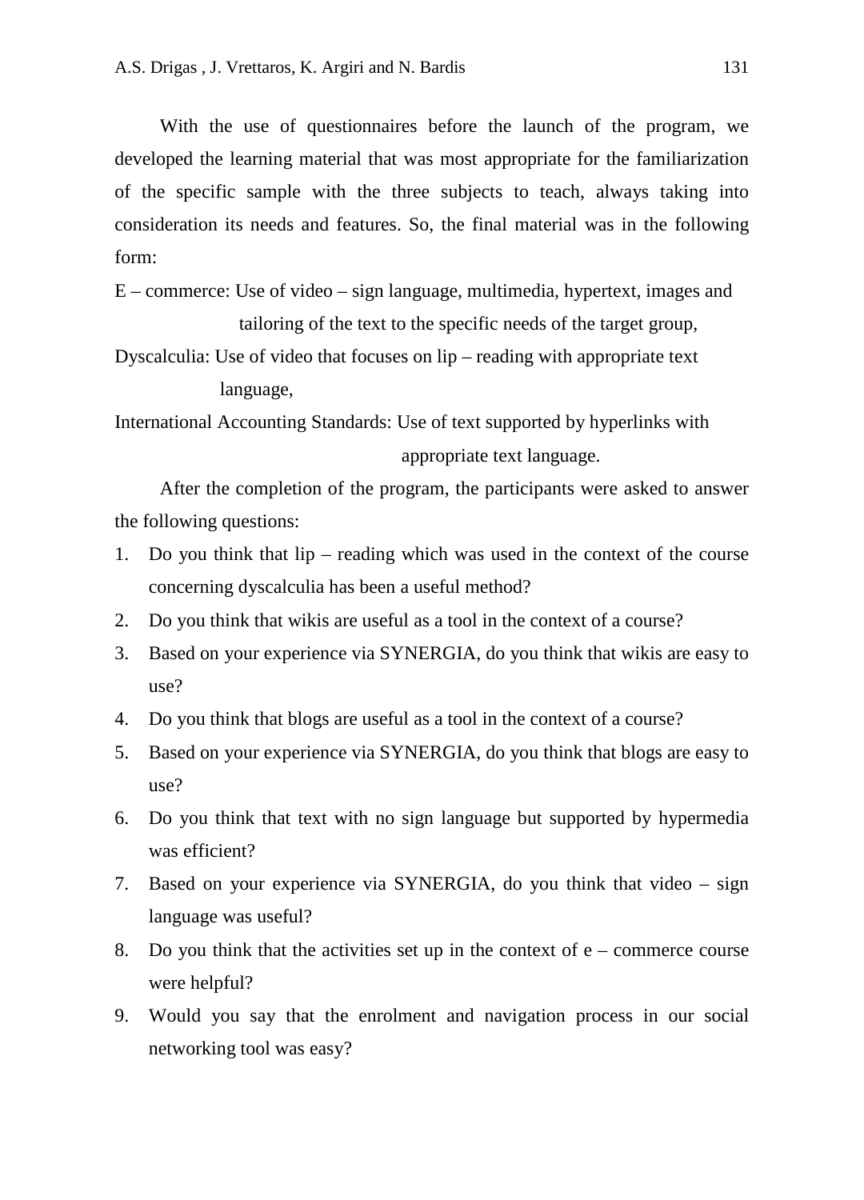With the use of questionnaires before the launch of the program, we developed the learning material that was most appropriate for the familiarization of the specific sample with the three subjects to teach, always taking into consideration its needs and features. So, the final material was in the following form:

E – commerce: Use of video – sign language, multimedia, hypertext, images and tailoring of the text to the specific needs of the target group,

Dyscalculia: Use of video that focuses on lip – reading with appropriate text language,

International Accounting Standards: Use of text supported by hyperlinks with appropriate text language.

After the completion of the program, the participants were asked to answer the following questions:

1. Do you think that lip – reading which was used in the context of the course concerning dyscalculia has been a useful method?
2. Do you think that wikis are useful as a tool in the context of a course?
3. Based on your experience via SYNERGIA, do you think that wikis are easy to use?
4. Do you think that blogs are useful as a tool in the context of a course?
5. Based on your experience via SYNERGIA, do you think that blogs are easy to use?
6. Do you think that text with no sign language but supported by hypermedia was efficient?
7. Based on your experience via SYNERGIA, do you think that video – sign language was useful?
8. Do you think that the activities set up in the context of e – commerce course were helpful?
9. Would you say that the enrolment and navigation process in our social networking tool was easy?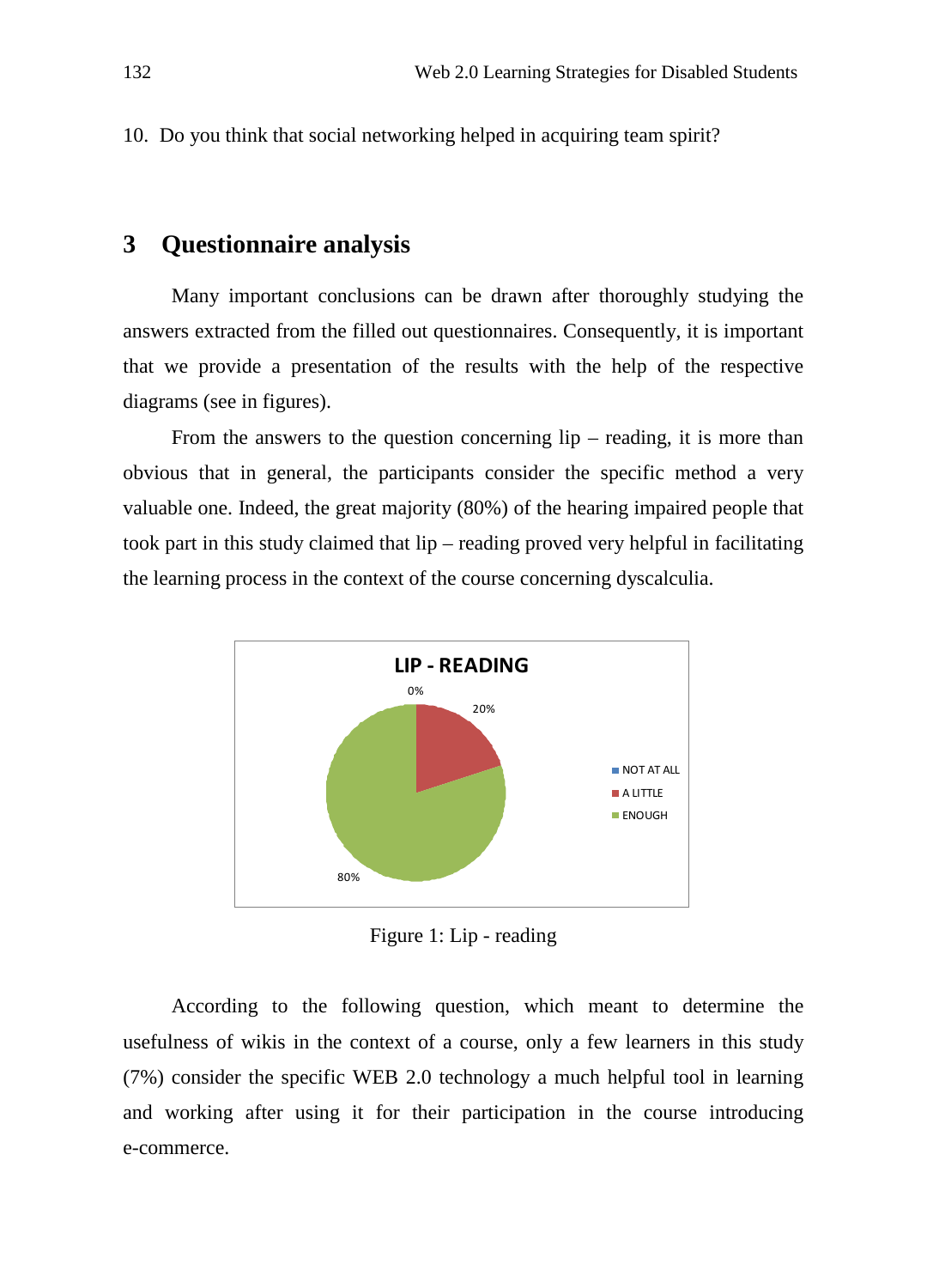10. Do you think that social networking helped in acquiring team spirit?

## 3 Questionnaire analysis

Many important conclusions can be drawn after thoroughly studying the answers extracted from the filled out questionnaires. Consequently, it is important that we provide a presentation of the results with the help of the respective diagrams (see in figures).

From the answers to the question concerning lip – reading, it is more than obvious that in general, the participants consider the specific method a very valuable one. Indeed, the great majority (80%) of the hearing impaired people that took part in this study claimed that lip – reading proved very helpful in facilitating the learning process in the context of the course concerning dyscalculia.

Figure 1: Lip - reading

According to the following question, which meant to determine the usefulness of wikis in the context of a course, only a few learners in this study (7%) consider the specific WEB 2.0 technology a much helpful tool in learning and working after using it for their participation in the course introducing e-commerce.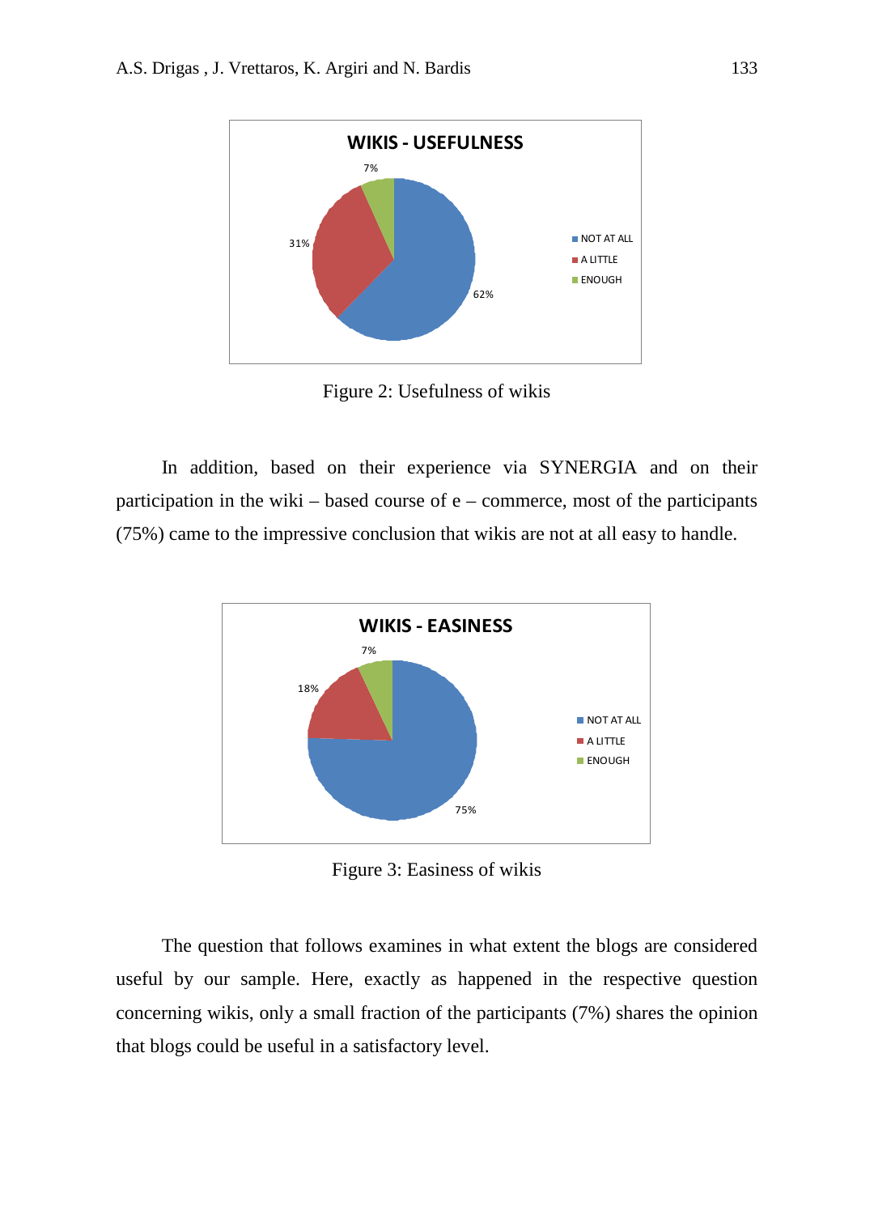Figure 2: Usefulness of wikis

In addition, based on their experience via SYNERGIA and on their participation in the wiki – based course of e – commerce, most of the participants (75%) came to the impressive conclusion that wikis are not at all easy to handle.

Figure 3: Easiness of wikis

The question that follows examines in what extent the blogs are considered useful by our sample. Here, exactly as happened in the respective question concerning wikis, only a small fraction of the participants (7%) shares the opinion that blogs could be useful in a satisfactory level.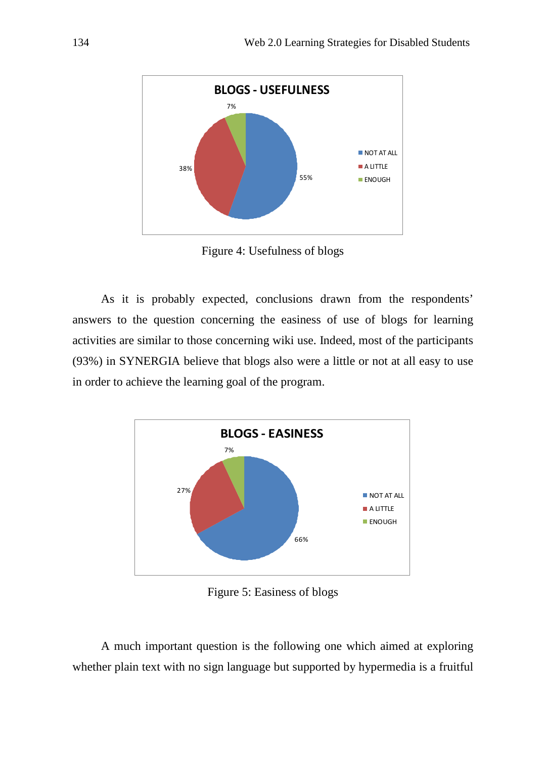BLOGS - USEFULNESS

- NOT AT ALL: 55%
- A LITTLE: 38%
- ENOUGH: 7%

Figure 4: Usefulness of blogs

As it is probably expected, conclusions drawn from the respondents' answers to the question concerning the easiness of use of blogs for learning activities are similar to those concerning wiki use. Indeed, most of the participants (93%) in SYNERGIA believe that blogs also were a little or not at all easy to use in order to achieve the learning goal of the program.

BLOGS - EASINESS

- NOT AT ALL: 66%
- A LITTLE: 27%
- ENOUGH: 7%

Figure 5: Easiness of blogs

A much important question is the following one which aimed at exploring whether plain text with no sign language but supported by hypermedia is a fruitful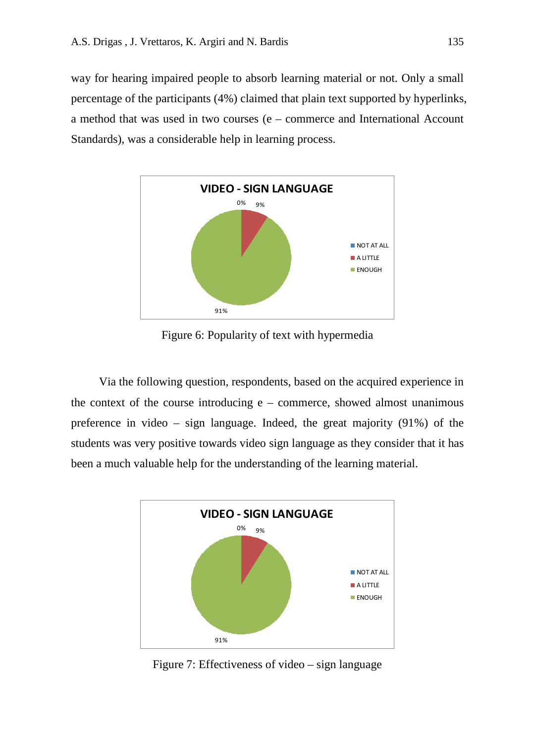way for hearing impaired people to absorb learning material or not. Only a small percentage of the participants (4%) claimed that plain text supported by hyperlinks, a method that was used in two courses (e – commerce and International Account Standards), was a considerable help in learning process.

Figure 6: Popularity of text with hypermedia

Via the following question, respondents, based on the acquired experience in the context of the course introducing e – commerce, showed almost unanimous preference in video – sign language. Indeed, the great majority (91%) of the students was very positive towards video sign language as they consider that it has been a much valuable help for the understanding of the learning material.

Figure 7: Effectiveness of video – sign language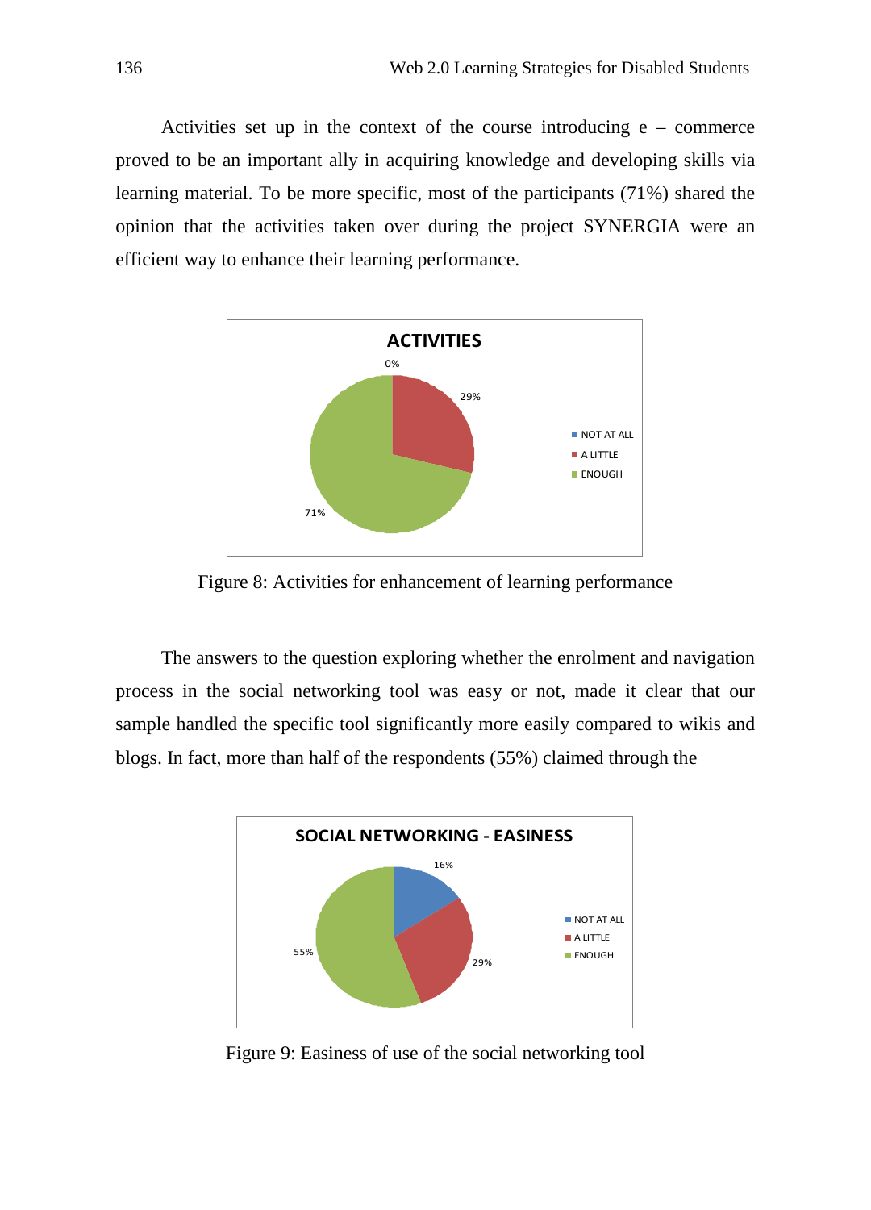Activities set up in the context of the course introducing e – commerce proved to be an important ally in acquiring knowledge and developing skills via learning material. To be more specific, most of the participants (71%) shared the opinion that the activities taken over during the project SYNERGIA were an efficient way to enhance their learning performance.

Figure 8: Activities for enhancement of learning performance

The answers to the question exploring whether the enrolment and navigation process in the social networking tool was easy or not, made it clear that our sample handled the specific tool significantly more easily compared to wikis and blogs. In fact, more than half of the respondents (55%) claimed through the

Figure 9: Easiness of use of the social networking tool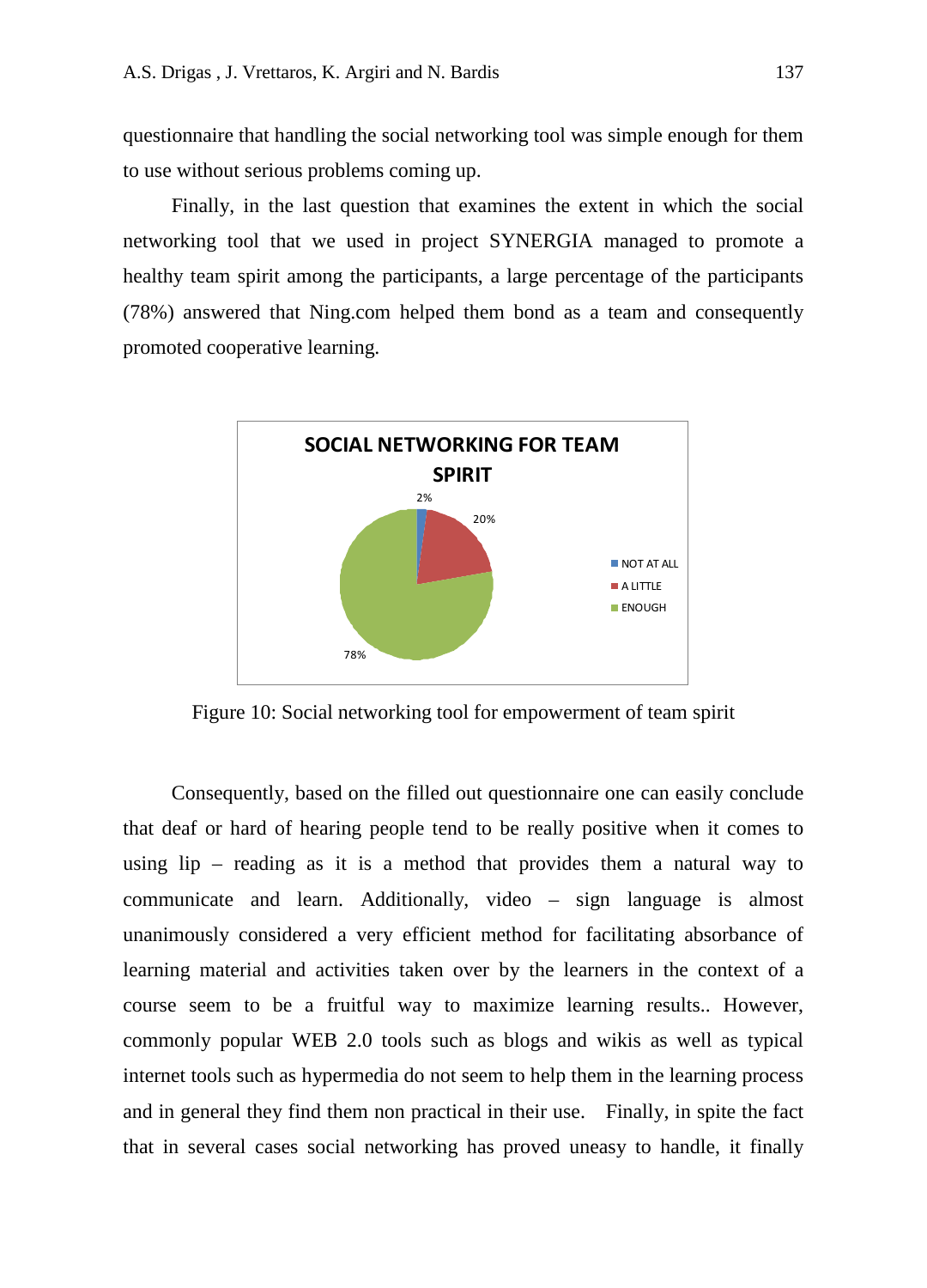questionnaire that handling the social networking tool was simple enough for them to use without serious problems coming up.

Finally, in the last question that examines the extent in which the social networking tool that we used in project SYNERGIA managed to promote a healthy team spirit among the participants, a large percentage of the participants (78%) answered that Ning.com helped them bond as a team and consequently promoted cooperative learning.

**SOCIAL NETWORKING FOR TEAM SPIRIT**

| Response | Percentage |
|---|---|
| NOT AT ALL | 2% |
| A LITTLE | 20% |
| ENOUGH | 78% |

Figure 10: Social networking tool for empowerment of team spirit

Consequently, based on the filled out questionnaire one can easily conclude that deaf or hard of hearing people tend to be really positive when it comes to using lip – reading as it is a method that provides them a natural way to communicate and learn. Additionally, video – sign language is almost unanimously considered a very efficient method for facilitating absorbance of learning material and activities taken over by the learners in the context of a course seem to be a fruitful way to maximize learning results.. However, commonly popular WEB 2.0 tools such as blogs and wikis as well as typical internet tools such as hypermedia do not seem to help them in the learning process and in general they find them non practical in their use. Finally, in spite the fact that in several cases social networking has proved uneasy to handle, it finally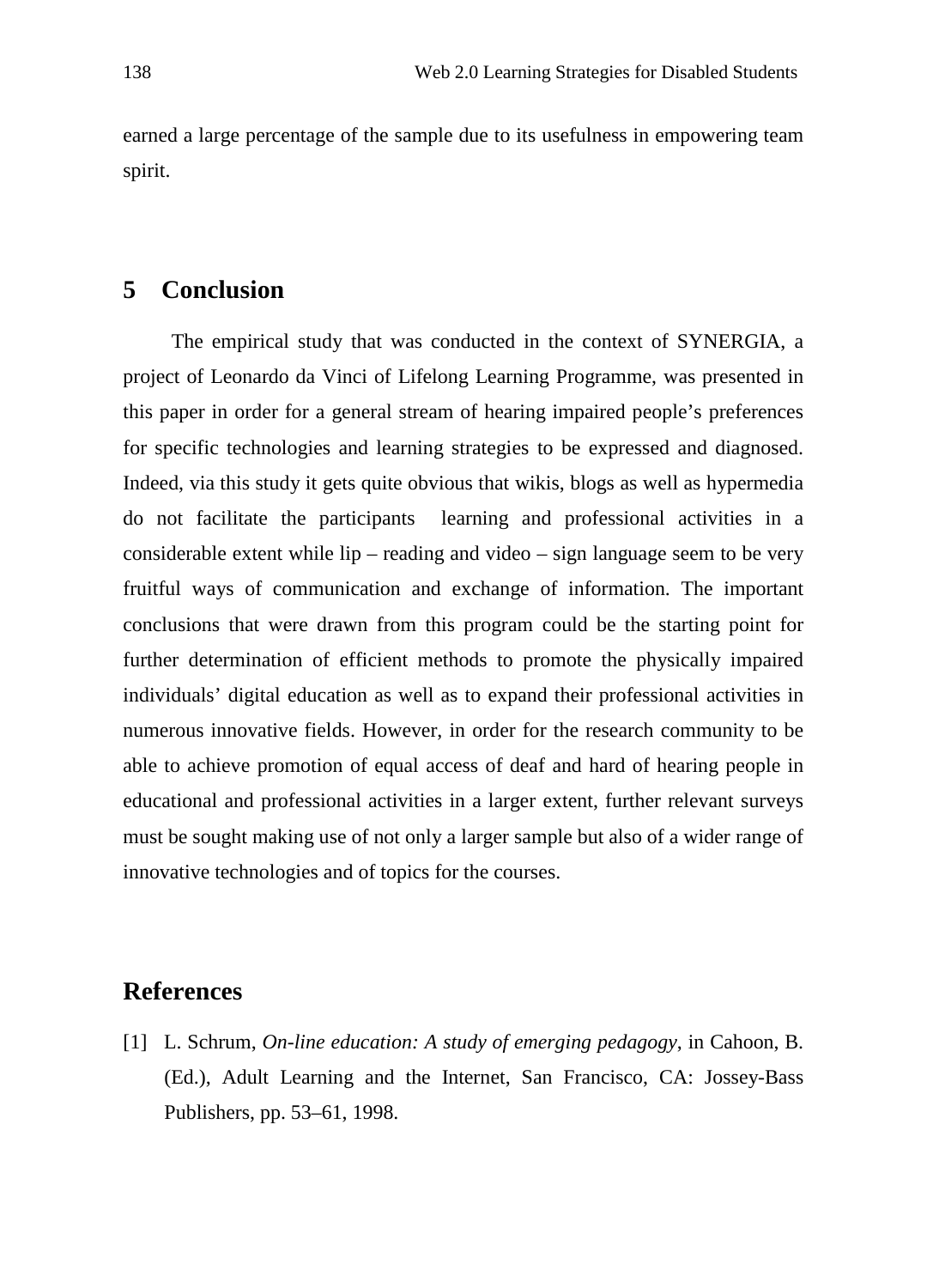earned a large percentage of the sample due to its usefulness in empowering team spirit.

## 5 Conclusion

The empirical study that was conducted in the context of SYNERGIA, a project of Leonardo da Vinci of Lifelong Learning Programme, was presented in this paper in order for a general stream of hearing impaired people's preferences for specific technologies and learning strategies to be expressed and diagnosed. Indeed, via this study it gets quite obvious that wikis, blogs as well as hypermedia do not facilitate the participants learning and professional activities in a considerable extent while lip – reading and video – sign language seem to be very fruitful ways of communication and exchange of information. The important conclusions that were drawn from this program could be the starting point for further determination of efficient methods to promote the physically impaired individuals' digital education as well as to expand their professional activities in numerous innovative fields. However, in order for the research community to be able to achieve promotion of equal access of deaf and hard of hearing people in educational and professional activities in a larger extent, further relevant surveys must be sought making use of not only a larger sample but also of a wider range of innovative technologies and of topics for the courses.

## References

[1] L. Schrum, *On-line education: A study of emerging pedagogy*, in Cahoon, B. (Ed.), Adult Learning and the Internet, San Francisco, CA: Jossey-Bass Publishers, pp. 53–61, 1998.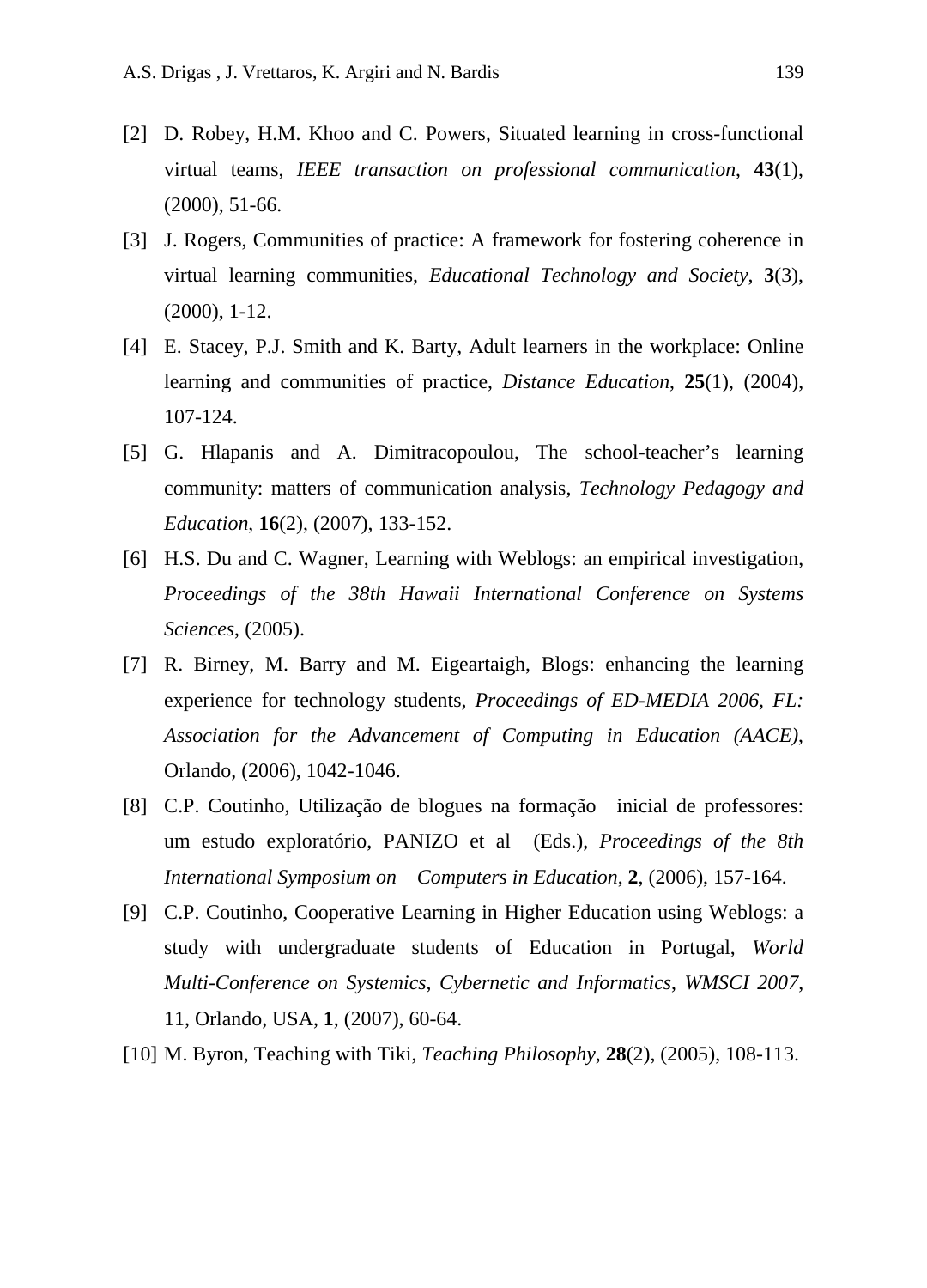[2] D. Robey, H.M. Khoo and C. Powers, Situated learning in cross-functional virtual teams, *IEEE transaction on professional communication*, **43**(1), (2000), 51-66.

[3] J. Rogers, Communities of practice: A framework for fostering coherence in virtual learning communities, *Educational Technology and Society*, **3**(3), (2000), 1-12.

[4] E. Stacey, P.J. Smith and K. Barty, Adult learners in the workplace: Online learning and communities of practice, *Distance Education*, **25**(1), (2004), 107-124.

[5] G. Hlapanis and A. Dimitracopoulou, The school-teacher's learning community: matters of communication analysis, *Technology Pedagogy and Education*, **16**(2), (2007), 133-152.

[6] H.S. Du and C. Wagner, Learning with Weblogs: an empirical investigation, *Proceedings of the 38th Hawaii International Conference on Systems Sciences*, (2005).

[7] R. Birney, M. Barry and M. Eigeartaigh, Blogs: enhancing the learning experience for technology students, *Proceedings of ED-MEDIA 2006, FL: Association for the Advancement of Computing in Education (AACE)*, Orlando, (2006), 1042-1046.

[8] C.P. Coutinho, Utilização de blogues na formação inicial de professores: um estudo exploratório, PANIZO et al (Eds.), *Proceedings of the 8th International Symposium on Computers in Education*, **2**, (2006), 157-164.

[9] C.P. Coutinho, Cooperative Learning in Higher Education using Weblogs: a study with undergraduate students of Education in Portugal, *World Multi-Conference on Systemics, Cybernetic and Informatics, WMSCI 2007*, 11, Orlando, USA, **1**, (2007), 60-64.

[10] M. Byron, Teaching with Tiki, *Teaching Philosophy*, **28**(2), (2005), 108-113.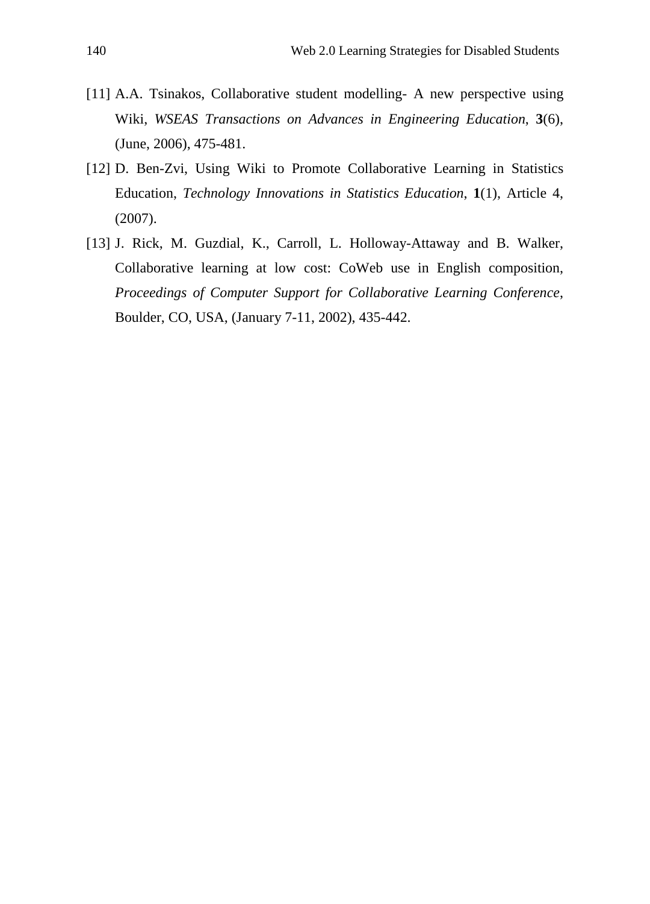[11] A.A. Tsinakos, Collaborative student modelling- A new perspective using Wiki, *WSEAS Transactions on Advances in Engineering Education*, **3**(6), (June, 2006), 475-481.

[12] D. Ben-Zvi, Using Wiki to Promote Collaborative Learning in Statistics Education, *Technology Innovations in Statistics Education*, **1**(1), Article 4, (2007).

[13] J. Rick, M. Guzdial, K., Carroll, L. Holloway-Attaway and B. Walker, Collaborative learning at low cost: CoWeb use in English composition, *Proceedings of Computer Support for Collaborative Learning Conference*, Boulder, CO, USA, (January 7-11, 2002), 435-442.